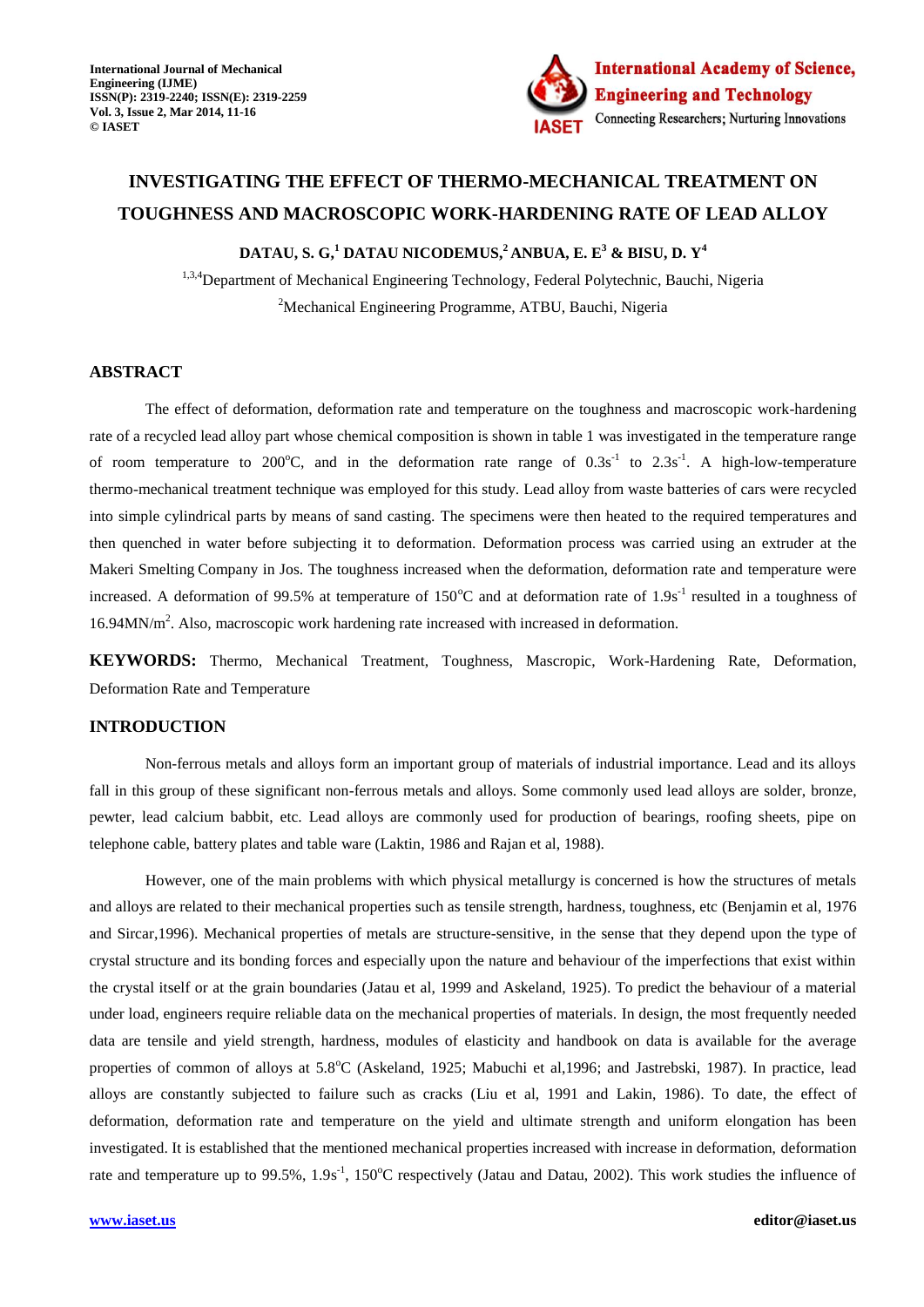# INVESTIGATING THE EFFECT OF THERMO-MECHANICAL TREATMENT ON TOUGHNESS AND MACROSCOPIC WORK-HARDENING RATE OF LEAD ALLOY

**DATAU, S. G,[1] DATAU NICODEMUS,[2] ANBUA, E. E[3] & BISU, D. Y[4]**

[1,3,4]Department of Mechanical Engineering Technology, Federal Polytechnic, Bauchi, Nigeria

[2]Mechanical Engineering Programme, ATBU, Bauchi, Nigeria

## ABSTRACT

The effect of deformation, deformation rate and temperature on the toughness and macroscopic work-hardening rate of a recycled lead alloy part whose chemical composition is shown in table 1 was investigated in the temperature range of room temperature to 200°C, and in the deformation rate range of $0.3s^{-1}$ to $2.3s^{-1}$. A high-low-temperature thermo-mechanical treatment technique was employed for this study. Lead alloy from waste batteries of cars were recycled into simple cylindrical parts by means of sand casting. The specimens were then heated to the required temperatures and then quenched in water before subjecting it to deformation. Deformation process was carried using an extruder at the Makeri Smelting Company in Jos. The toughness increased when the deformation, deformation rate and temperature were increased. A deformation of 99.5% at temperature of 150°C and at deformation rate of $1.9s^{-1}$ resulted in a toughness of $16.94MN/m^2$. Also, macroscopic work hardening rate increased with increased in deformation.

**KEYWORDS:** Thermo, Mechanical Treatment, Toughness, Mascropic, Work-Hardening Rate, Deformation, Deformation Rate and Temperature

## INTRODUCTION

Non-ferrous metals and alloys form an important group of materials of industrial importance. Lead and its alloys fall in this group of these significant non-ferrous metals and alloys. Some commonly used lead alloys are solder, bronze, pewter, lead calcium babbit, etc. Lead alloys are commonly used for production of bearings, roofing sheets, pipe on telephone cable, battery plates and table ware (Laktin, 1986 and Rajan et al, 1988).

However, one of the main problems with which physical metallurgy is concerned is how the structures of metals and alloys are related to their mechanical properties such as tensile strength, hardness, toughness, etc (Benjamin et al, 1976 and Sircar,1996). Mechanical properties of metals are structure-sensitive, in the sense that they depend upon the type of crystal structure and its bonding forces and especially upon the nature and behaviour of the imperfections that exist within the crystal itself or at the grain boundaries (Jatau et al, 1999 and Askeland, 1925). To predict the behaviour of a material under load, engineers require reliable data on the mechanical properties of materials. In design, the most frequently needed data are tensile and yield strength, hardness, modules of elasticity and handbook on data is available for the average properties of common of alloys at 5.8°C (Askeland, 1925; Mabuchi et al,1996; and Jastrebski, 1987). In practice, lead alloys are constantly subjected to failure such as cracks (Liu et al, 1991 and Lakin, 1986). To date, the effect of deformation, deformation rate and temperature on the yield and ultimate strength and uniform elongation has been investigated. It is established that the mentioned mechanical properties increased with increase in deformation, deformation rate and temperature up to 99.5%, $1.9s^{-1}$, 150°C respectively (Jatau and Datau, 2002). This work studies the influence of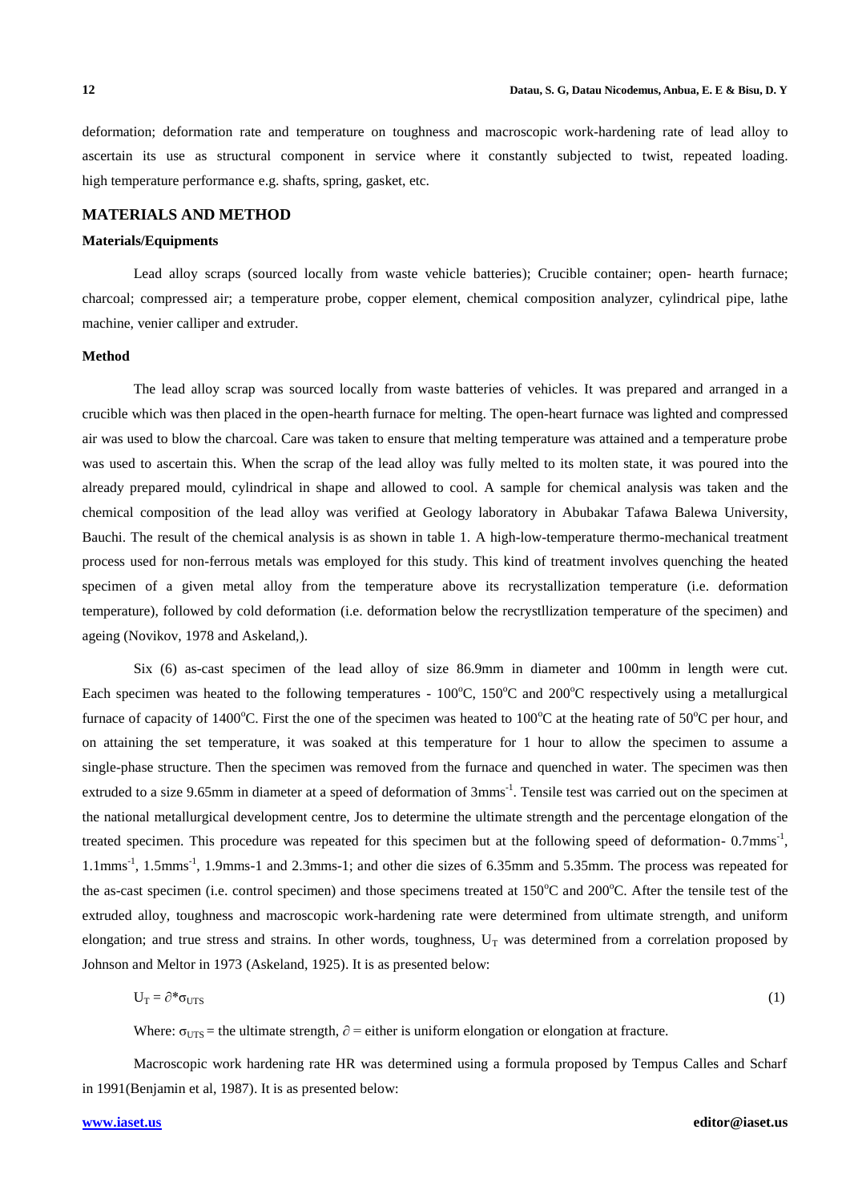deformation; deformation rate and temperature on toughness and macroscopic work-hardening rate of lead alloy to ascertain its use as structural component in service where it constantly subjected to twist, repeated loading. high temperature performance e.g. shafts, spring, gasket, etc.

## MATERIALS AND METHOD

### Materials/Equipments

Lead alloy scraps (sourced locally from waste vehicle batteries); Crucible container; open- hearth furnace; charcoal; compressed air; a temperature probe, copper element, chemical composition analyzer, cylindrical pipe, lathe machine, venier calliper and extruder.

### Method

The lead alloy scrap was sourced locally from waste batteries of vehicles. It was prepared and arranged in a crucible which was then placed in the open-hearth furnace for melting. The open-heart furnace was lighted and compressed air was used to blow the charcoal. Care was taken to ensure that melting temperature was attained and a temperature probe was used to ascertain this. When the scrap of the lead alloy was fully melted to its molten state, it was poured into the already prepared mould, cylindrical in shape and allowed to cool. A sample for chemical analysis was taken and the chemical composition of the lead alloy was verified at Geology laboratory in Abubakar Tafawa Balewa University, Bauchi. The result of the chemical analysis is as shown in table 1. A high-low-temperature thermo-mechanical treatment process used for non-ferrous metals was employed for this study. This kind of treatment involves quenching the heated specimen of a given metal alloy from the temperature above its recrystallization temperature (i.e. deformation temperature), followed by cold deformation (i.e. deformation below the recrystllization temperature of the specimen) and ageing (Novikov, 1978 and Askeland,).

Six (6) as-cast specimen of the lead alloy of size 86.9mm in diameter and 100mm in length were cut. Each specimen was heated to the following temperatures - 100$^{o}$C, 150$^{o}$C and 200$^{o}$C respectively using a metallurgical furnace of capacity of 1400$^{o}$C. First the one of the specimen was heated to 100$^{o}$C at the heating rate of 50$^{o}$C per hour, and on attaining the set temperature, it was soaked at this temperature for 1 hour to allow the specimen to assume a single-phase structure. Then the specimen was removed from the furnace and quenched in water. The specimen was then extruded to a size 9.65mm in diameter at a speed of deformation of 3mms$^{-1}$. Tensile test was carried out on the specimen at the national metallurgical development centre, Jos to determine the ultimate strength and the percentage elongation of the treated specimen. This procedure was repeated for this specimen but at the following speed of deformation- 0.7mms$^{-1}$, 1.1mms$^{-1}$, 1.5mms$^{-1}$, 1.9mms-1 and 2.3mms-1; and other die sizes of 6.35mm and 5.35mm. The process was repeated for the as-cast specimen (i.e. control specimen) and those specimens treated at 150$^{o}$C and 200$^{o}$C. After the tensile test of the extruded alloy, toughness and macroscopic work-hardening rate were determined from ultimate strength, and uniform elongation; and true stress and strains. In other words, toughness, $U_T$ was determined from a correlation proposed by Johnson and Meltor in 1973 (Askeland, 1925). It is as presented below:

$$U_T = \partial * \sigma_{UTS} \tag{1}$$

Where: $\sigma_{UTS}$ = the ultimate strength, $\partial$ = either is uniform elongation or elongation at fracture.

Macroscopic work hardening rate HR was determined using a formula proposed by Tempus Calles and Scharf in 1991(Benjamin et al, 1987). It is as presented below: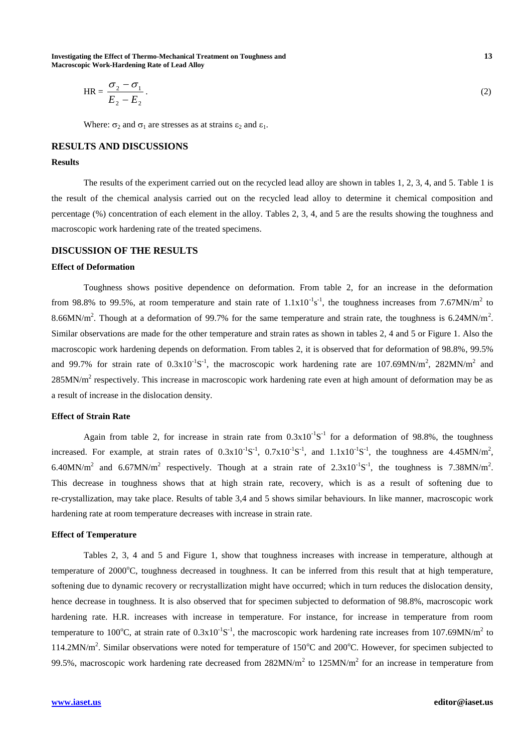$$HR = \frac{\sigma_2 - \sigma_1}{E_2 - E_2}. \quad (2)$$

Where: $\sigma_2$ and $\sigma_1$ are stresses as at strains $\varepsilon_2$ and $\varepsilon_1$.

## RESULTS AND DISCUSSIONS

### Results

The results of the experiment carried out on the recycled lead alloy are shown in tables 1, 2, 3, 4, and 5. Table 1 is the result of the chemical analysis carried out on the recycled lead alloy to determine it chemical composition and percentage (%) concentration of each element in the alloy. Tables 2, 3, 4, and 5 are the results showing the toughness and macroscopic work hardening rate of the treated specimens.

## DISCUSSION OF THE RESULTS

### Effect of Deformation

Toughness shows positive dependence on deformation. From table 2, for an increase in the deformation from 98.8% to 99.5%, at room temperature and stain rate of $1.1x10^{-1}s^{-1}$, the toughness increases from $7.67MN/m^2$ to $8.66MN/m^2$. Though at a deformation of 99.7% for the same temperature and strain rate, the toughness is $6.24MN/m^2$. Similar observations are made for the other temperature and strain rates as shown in tables 2, 4 and 5 or Figure 1. Also the macroscopic work hardening depends on deformation. From tables 2, it is observed that for deformation of 98.8%, 99.5% and 99.7% for strain rate of $0.3x10^{-1}S^{-1}$, the macroscopic work hardening rate are $107.69MN/m^2$, $282MN/m^2$ and $285MN/m^2$ respectively. This increase in macroscopic work hardening rate even at high amount of deformation may be as a result of increase in the dislocation density.

### Effect of Strain Rate

Again from table 2, for increase in strain rate from $0.3x10^{-1}S^{-1}$ for a deformation of 98.8%, the toughness increased. For example, at strain rates of $0.3x10^{-1}S^{-1}$, $0.7x10^{-1}S^{-1}$, and $1.1x10^{-1}S^{-1}$, the toughness are $4.45MN/m^2$, $6.40MN/m^2$ and $6.67MN/m^2$ respectively. Though at a strain rate of $2.3x10^{-1}S^{-1}$, the toughness is $7.38MN/m^2$. This decrease in toughness shows that at high strain rate, recovery, which is as a result of softening due to re-crystallization, may take place. Results of table 3,4 and 5 shows similar behaviours. In like manner, macroscopic work hardening rate at room temperature decreases with increase in strain rate.

### Effect of Temperature

Tables 2, 3, 4 and 5 and Figure 1, show that toughness increases with increase in temperature, although at temperature of 2000°C, toughness decreased in toughness. It can be inferred from this result that at high temperature, softening due to dynamic recovery or recrystallization might have occurred; which in turn reduces the dislocation density, hence decrease in toughness. It is also observed that for specimen subjected to deformation of 98.8%, macroscopic work hardening rate. H.R. increases with increase in temperature. For instance, for increase in temperature from room temperature to 100°C, at strain rate of $0.3x10^{-1}S^{-1}$, the macroscopic work hardening rate increases from $107.69MN/m^2$ to $114.2MN/m^2$. Similar observations were noted for temperature of 150°C and 200°C. However, for specimen subjected to 99.5%, macroscopic work hardening rate decreased from $282MN/m^2$ to $125MN/m^2$ for an increase in temperature from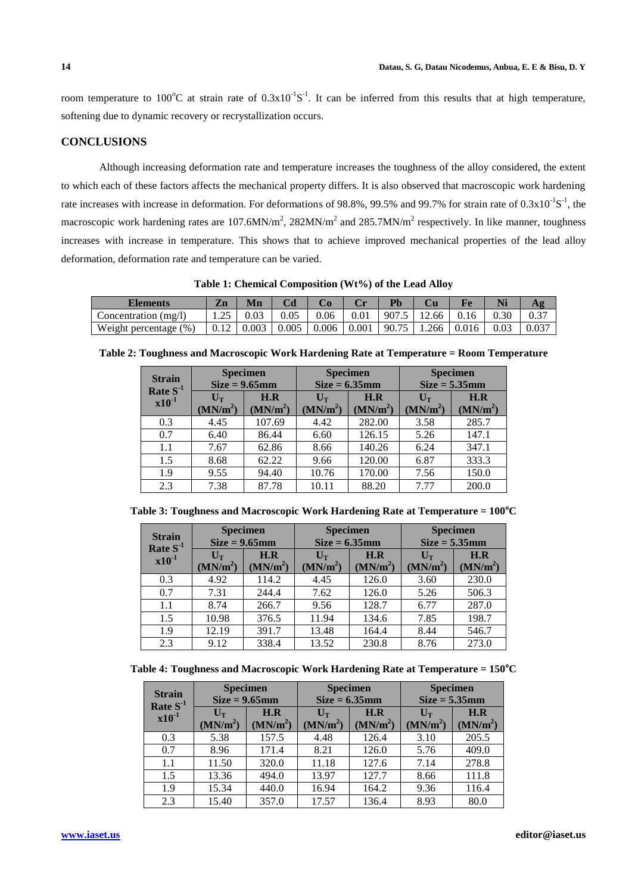room temperature to $100^oC$ at strain rate of $0.3x10^{-1}S^{-1}$. It can be inferred from this results that at high temperature, softening due to dynamic recovery or recrystallization occurs.

## CONCLUSIONS

Although increasing deformation rate and temperature increases the toughness of the alloy considered, the extent to which each of these factors affects the mechanical property differs. It is also observed that macroscopic work hardening rate increases with increase in deformation. For deformations of 98.8%, 99.5% and 99.7% for strain rate of $0.3x10^{-1}S^{-1}$, the macroscopic work hardening rates are $107.6MN/m^2$, $282MN/m^2$ and $285.7MN/m^2$ respectively. In like manner, toughness increases with increase in temperature. This shows that to achieve improved mechanical properties of the lead alloy deformation, deformation rate and temperature can be varied.

**Table 1: Chemical Composition (Wt%) of the Lead Alloy**

| Elements | Zn | Mn | Cd | Co | Cr | Pb | Cu | Fe | Ni | Ag |
|---|---|---|---|---|---|---|---|---|---|---|
| Concentration (mg/l) | 1.25 | 0.03 | 0.05 | 0.06 | 0.01 | 907.5 | 12.66 | 0.16 | 0.30 | 0.37 |
| Weight percentage (%) | 0.12 | 0.003 | 0.005 | 0.006 | 0.001 | 90.75 | 1.266 | 0.016 | 0.03 | 0.037 |

**Table 2: Toughness and Macroscopic Work Hardening Rate at Temperature = Room Temperature**

| Strain Rate $S^{-1}$ $x10^{-1}$ | Specimen Size = 9.65mm | | Specimen Size = 6.35mm | | Specimen Size = 5.35mm | |
|---|---|---|---|---|---|---|
| | $U_T$ ($MN/m^2$) | H.R ($MN/m^2$) | $U_T$ ($MN/m^2$) | H.R ($MN/m^2$) | $U_T$ ($MN/m^2$) | H.R ($MN/m^2$) |
| 0.3 | 4.45 | 107.69 | 4.42 | 282.00 | 3.58 | 285.7 |
| 0.7 | 6.40 | 86.44 | 6.60 | 126.15 | 5.26 | 147.1 |
| 1.1 | 7.67 | 62.86 | 8.66 | 140.26 | 6.24 | 347.1 |
| 1.5 | 8.68 | 62.22 | 9.66 | 120.00 | 6.87 | 333.3 |
| 1.9 | 9.55 | 94.40 | 10.76 | 170.00 | 7.56 | 150.0 |
| 2.3 | 7.38 | 87.78 | 10.11 | 88.20 | 7.77 | 200.0 |

**Table 3: Toughness and Macroscopic Work Hardening Rate at Temperature = $100^oC$**

| Strain Rate $S^{-1}$ $x10^{-1}$ | Specimen Size = 9.65mm | | Specimen Size = 6.35mm | | Specimen Size = 5.35mm | |
|---|---|---|---|---|---|---|
| | $U_T$ ($MN/m^2$) | H.R ($MN/m^2$) | $U_T$ ($MN/m^2$) | H.R ($MN/m^2$) | $U_T$ ($MN/m^2$) | H.R ($MN/m^2$) |
| 0.3 | 4.92 | 114.2 | 4.45 | 126.0 | 3.60 | 230.0 |
| 0.7 | 7.31 | 244.4 | 7.62 | 126.0 | 5.26 | 506.3 |
| 1.1 | 8.74 | 266.7 | 9.56 | 128.7 | 6.77 | 287.0 |
| 1.5 | 10.98 | 376.5 | 11.94 | 134.6 | 7.85 | 198.7 |
| 1.9 | 12.19 | 391.7 | 13.48 | 164.4 | 8.44 | 546.7 |
| 2.3 | 9.12 | 338.4 | 13.52 | 230.8 | 8.76 | 273.0 |

**Table 4: Toughness and Macroscopic Work Hardening Rate at Temperature = $150^oC$**

| Strain Rate $S^{-1}$ $x10^{-1}$ | Specimen Size = 9.65mm | | Specimen Size = 6.35mm | | Specimen Size = 5.35mm | |
|---|---|---|---|---|---|---|
| | $U_T$ ($MN/m^2$) | H.R ($MN/m^2$) | $U_T$ ($MN/m^2$) | H.R ($MN/m^2$) | $U_T$ ($MN/m^2$) | H.R ($MN/m^2$) |
| 0.3 | 5.38 | 157.5 | 4.48 | 126.4 | 3.10 | 205.5 |
| 0.7 | 8.96 | 171.4 | 8.21 | 126.0 | 5.76 | 409.0 |
| 1.1 | 11.50 | 320.0 | 11.18 | 127.6 | 7.14 | 278.8 |
| 1.5 | 13.36 | 494.0 | 13.97 | 127.7 | 8.66 | 111.8 |
| 1.9 | 15.34 | 440.0 | 16.94 | 164.2 | 9.36 | 116.4 |
| 2.3 | 15.40 | 357.0 | 17.57 | 136.4 | 8.93 | 80.0 |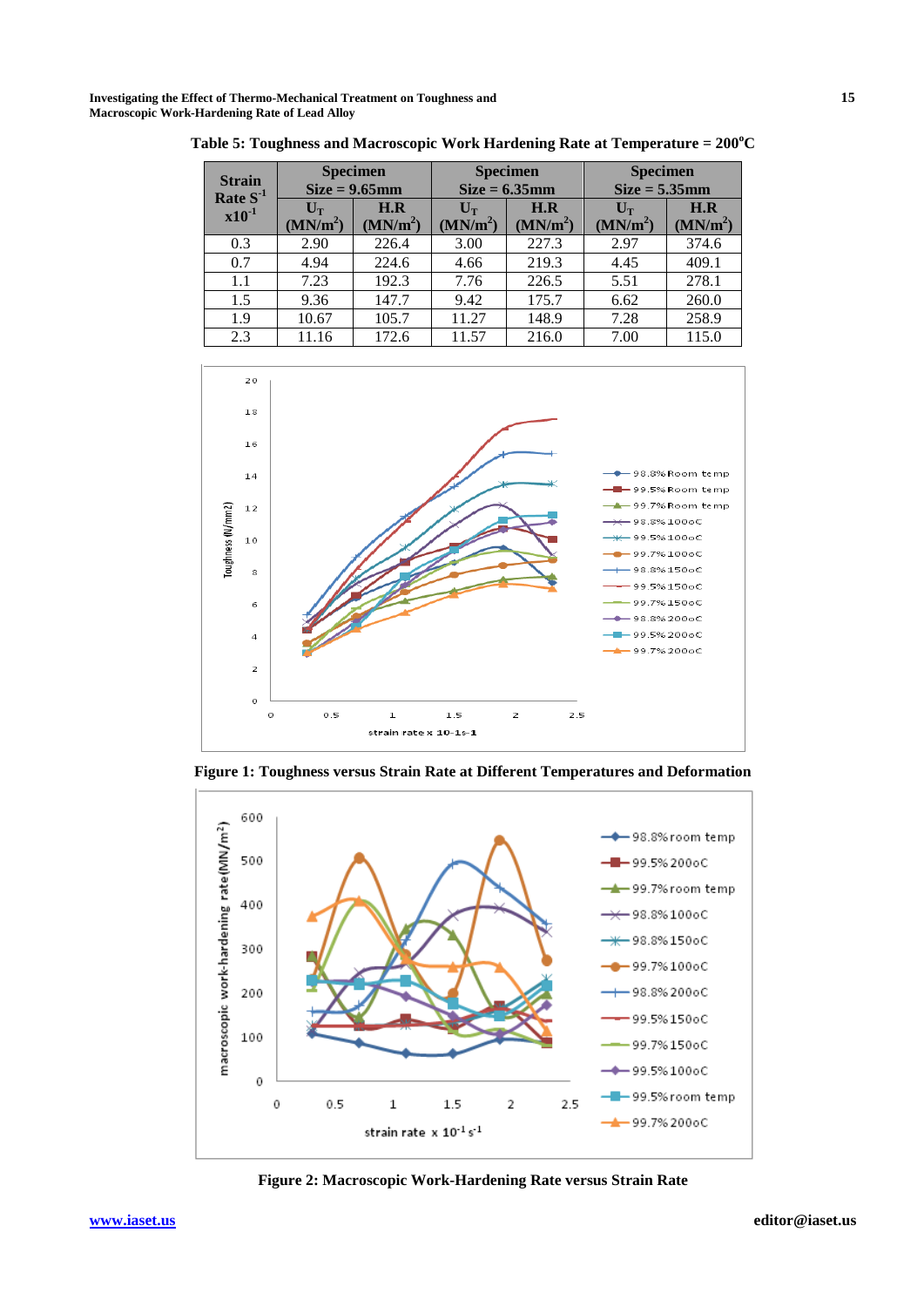**Table 5: Toughness and Macroscopic Work Hardening Rate at Temperature = 200°C**

| Strain Rate $S^{-1}$ $x10^{-1}$ | Specimen Size = 9.65mm | | Specimen Size = 6.35mm | | Specimen Size = 5.35mm | |
|---|---|---|---|---|---|---|
| | $U_T$ ($MN/m^2$) | H.R ($MN/m^2$) | $U_T$ ($MN/m^2$) | H.R ($MN/m^2$) | $U_T$ ($MN/m^2$) | H.R ($MN/m^2$) |
| 0.3 | 2.90 | 226.4 | 3.00 | 227.3 | 2.97 | 374.6 |
| 0.7 | 4.94 | 224.6 | 4.66 | 219.3 | 4.45 | 409.1 |
| 1.1 | 7.23 | 192.3 | 7.76 | 226.5 | 5.51 | 278.1 |
| 1.5 | 9.36 | 147.7 | 9.42 | 175.7 | 6.62 | 260.0 |
| 1.9 | 10.67 | 105.7 | 11.27 | 148.9 | 7.28 | 258.9 |
| 2.3 | 11.16 | 172.6 | 11.57 | 216.0 | 7.00 | 115.0 |

**Figure 1: Toughness versus Strain Rate at Different Temperatures and Deformation**

**Figure 2: Macroscopic Work-Hardening Rate versus Strain Rate**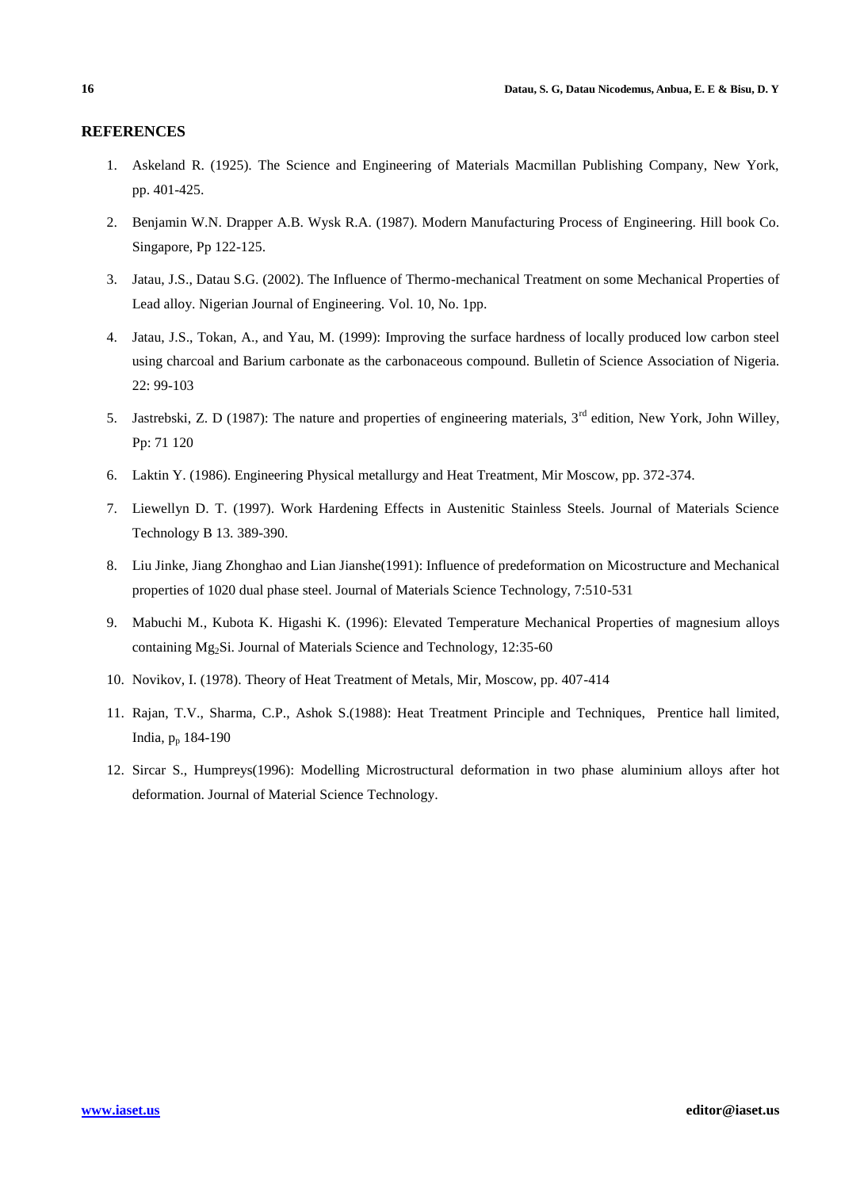## REFERENCES

1. Askeland R. (1925). The Science and Engineering of Materials Macmillan Publishing Company, New York, pp. 401-425.
2. Benjamin W.N. Drapper A.B. Wysk R.A. (1987). Modern Manufacturing Process of Engineering. Hill book Co. Singapore, Pp 122-125.
3. Jatau, J.S., Datau S.G. (2002). The Influence of Thermo-mechanical Treatment on some Mechanical Properties of Lead alloy. Nigerian Journal of Engineering. Vol. 10, No. 1pp.
4. Jatau, J.S., Tokan, A., and Yau, M. (1999): Improving the surface hardness of locally produced low carbon steel using charcoal and Barium carbonate as the carbonaceous compound. Bulletin of Science Association of Nigeria. 22: 99-103
5. Jastrebski, Z. D (1987): The nature and properties of engineering materials, 3rd edition, New York, John Willey, Pp: 71 120
6. Laktin Y. (1986). Engineering Physical metallurgy and Heat Treatment, Mir Moscow, pp. 372-374.
7. Liewellyn D. T. (1997). Work Hardening Effects in Austenitic Stainless Steels. Journal of Materials Science Technology B 13. 389-390.
8. Liu Jinke, Jiang Zhonghao and Lian Jianshe(1991): Influence of predeformation on Micostructure and Mechanical properties of 1020 dual phase steel. Journal of Materials Science Technology, 7:510-531
9. Mabuchi M., Kubota K. Higashi K. (1996): Elevated Temperature Mechanical Properties of magnesium alloys containing $Mg_2Si$. Journal of Materials Science and Technology, 12:35-60
10. Novikov, I. (1978). Theory of Heat Treatment of Metals, Mir, Moscow, pp. 407-414
11. Rajan, T.V., Sharma, C.P., Ashok S.(1988): Heat Treatment Principle and Techniques, Prentice hall limited, India, $p_p$ 184-190
12. Sircar S., Humpreys(1996): Modelling Microstructural deformation in two phase aluminium alloys after hot deformation. Journal of Material Science Technology.